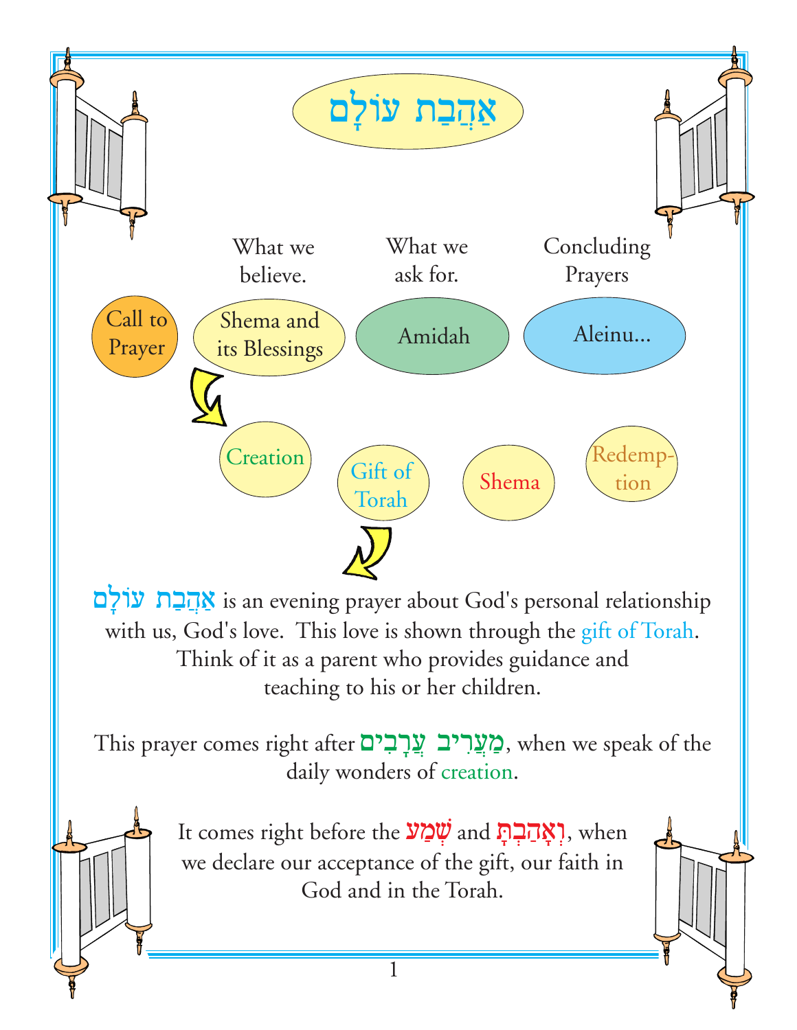# אַהֲבַת עוֹלָם

| Call to Prayer | What we believe. | What we ask for. | Concluding Prayers |
|---|---|---|---|
| | Shema and its Blessings | Amidah | Aleinu... |

Creation — Gift of Torah — Shema — Redemption

אַהֲבַת עוֹלָם is an evening prayer about God's personal relationship with us, God's love. This love is shown through the gift of Torah. Think of it as a parent who provides guidance and teaching to his or her children.

This prayer comes right after מַעֲרִיב עֲרָבִים, when we speak of the daily wonders of creation.

It comes right before the שְׁמַע and וְאָהַבְתָּ, when we declare our acceptance of the gift, our faith in God and in the Torah.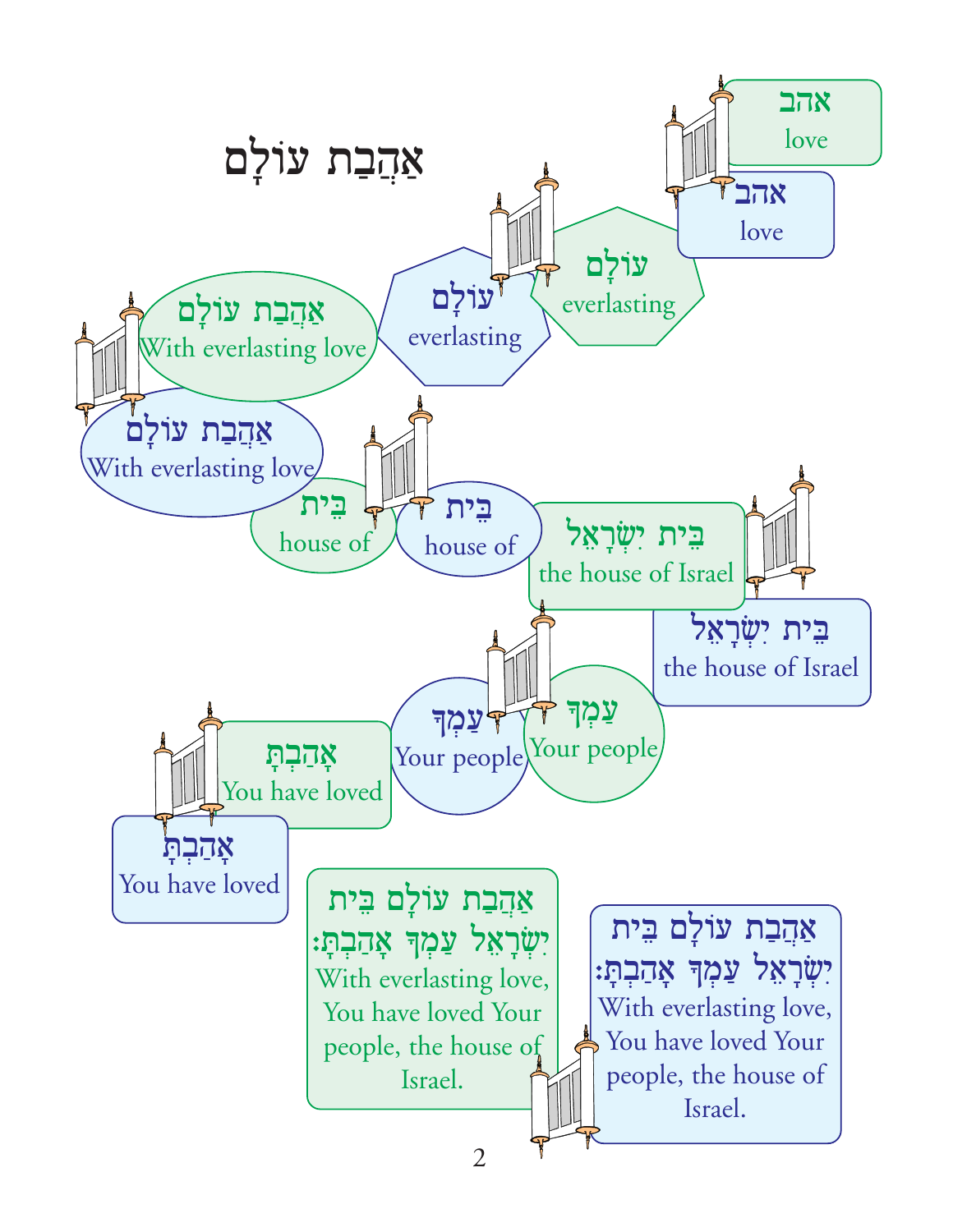# אַהֲבַת עוֹלָם

אהב
love

אהב
love

עוֹלָם
everlasting

עוֹלָם
everlasting

אַהֲבַת עוֹלָם
With everlasting love

אַהֲבַת עוֹלָם
With everlasting love

בֵּית
house of

בֵּית
house of

בֵּית יִשְׂרָאֵל
the house of Israel

בֵּית יִשְׂרָאֵל
the house of Israel

עַמְּךָ
Your people

עַמְּךָ
Your people

אָהַבְתָּ
You have loved

אָהַבְתָּ
You have loved

אַהֲבַת עוֹלָם בֵּית יִשְׂרָאֵל עַמְּךָ אָהַבְתָּ:
With everlasting love, You have loved Your people, the house of Israel.

אַהֲבַת עוֹלָם בֵּית יִשְׂרָאֵל עַמְּךָ אָהַבְתָּ:
With everlasting love, You have loved Your people, the house of Israel.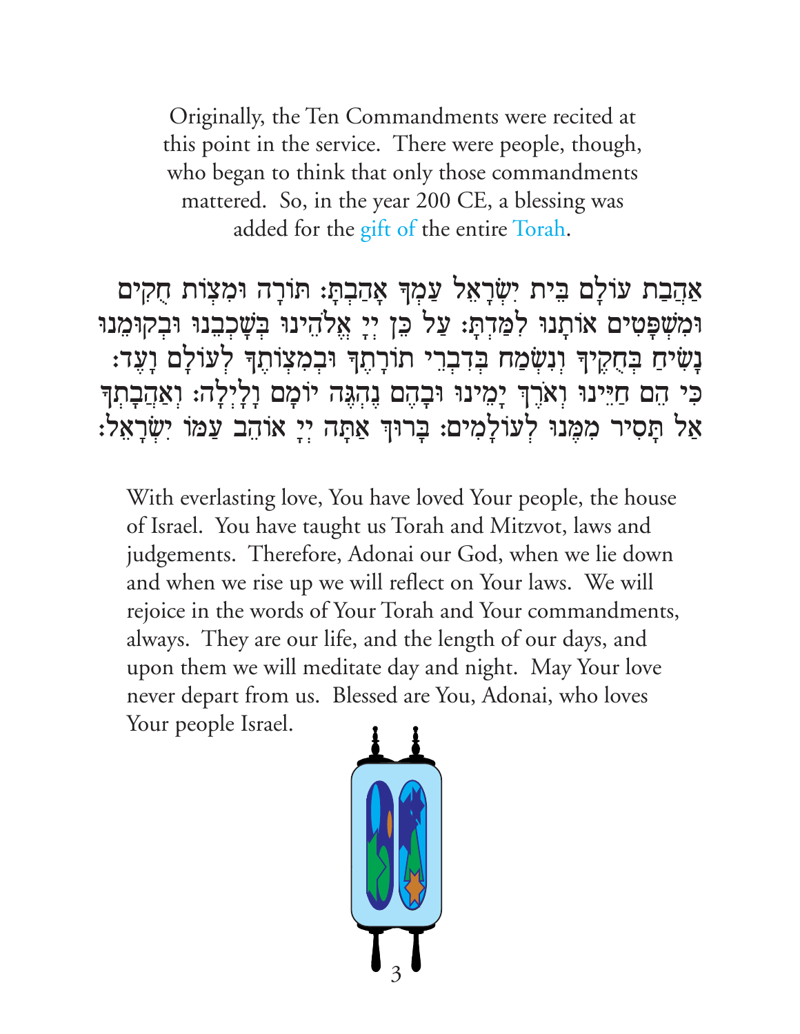Originally, the Ten Commandments were recited at this point in the service. There were people, though, who began to think that only those commandments mattered. So, in the year 200 CE, a blessing was added for the gift of the entire Torah.

אַהֲבַת עוֹלָם בֵּית יִשְׂרָאֵל עַמְּךָ אָהָבְתָּ: תּוֹרָה וּמִצְוֹת חֻקִּים וּמִשְׁפָּטִים אוֹתָנוּ לִמַּדְתָּ: עַל כֵּן יְיָ אֱלֹהֵינוּ בְּשָׁכְבֵנוּ וּבְקוּמֵנוּ נָשִׂיחַ בְּחֻקֶּיךָ וְנִשְׂמַח בְּדִבְרֵי תוֹרָתֶךָ וּבְמִצְוֹתֶיךָ לְעוֹלָם וָעֶד: כִּי הֵם חַיֵּינוּ וְאֹרֶךְ יָמֵינוּ וּבָהֶם נֶהְגֶּה יוֹמָם וָלָיְלָה: וְאַהֲבָתְךָ אַל תָּסִיר מִמֶּנּוּ לְעוֹלָמִים: בָּרוּךְ אַתָּה יְיָ אוֹהֵב עַמּוֹ יִשְׂרָאֵל:

With everlasting love, You have loved Your people, the house of Israel. You have taught us Torah and Mitzvot, laws and judgements. Therefore, Adonai our God, when we lie down and when we rise up we will reflect on Your laws. We will rejoice in the words of Your Torah and Your commandments, always. They are our life, and the length of our days, and upon them we will meditate day and night. May Your love never depart from us. Blessed are You, Adonai, who loves Your people Israel.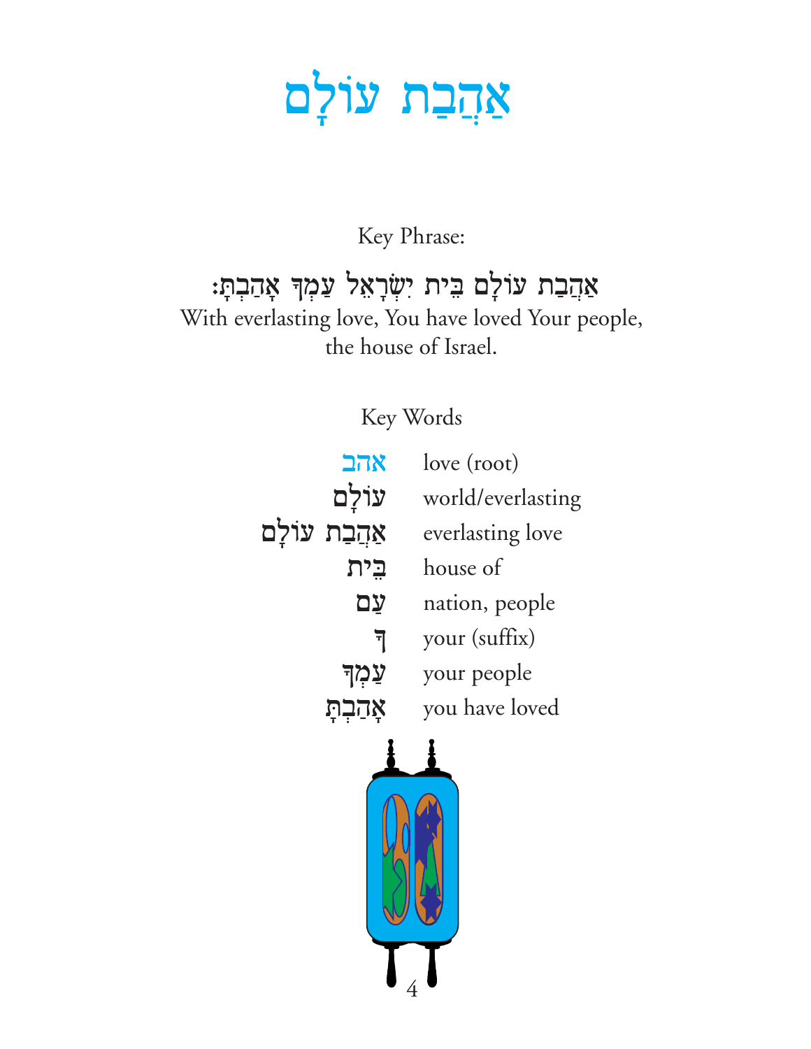# אַהֲבַת עוֹלָם

Key Phrase:

אַהֲבַת עוֹלָם בֵּית יִשְׂרָאֵל עַמְּךָ אָהַבְתָּ:

With everlasting love, You have loved Your people, the house of Israel.

Key Words

| | |
|---|---|
| אהב | love (root) |
| עוֹלָם | world/everlasting |
| אַהֲבַת עוֹלָם | everlasting love |
| בֵּית | house of |
| עַם | nation, people |
| ךָ | your (suffix) |
| עַמְּךָ | your people |
| אָהַבְתָּ | you have loved |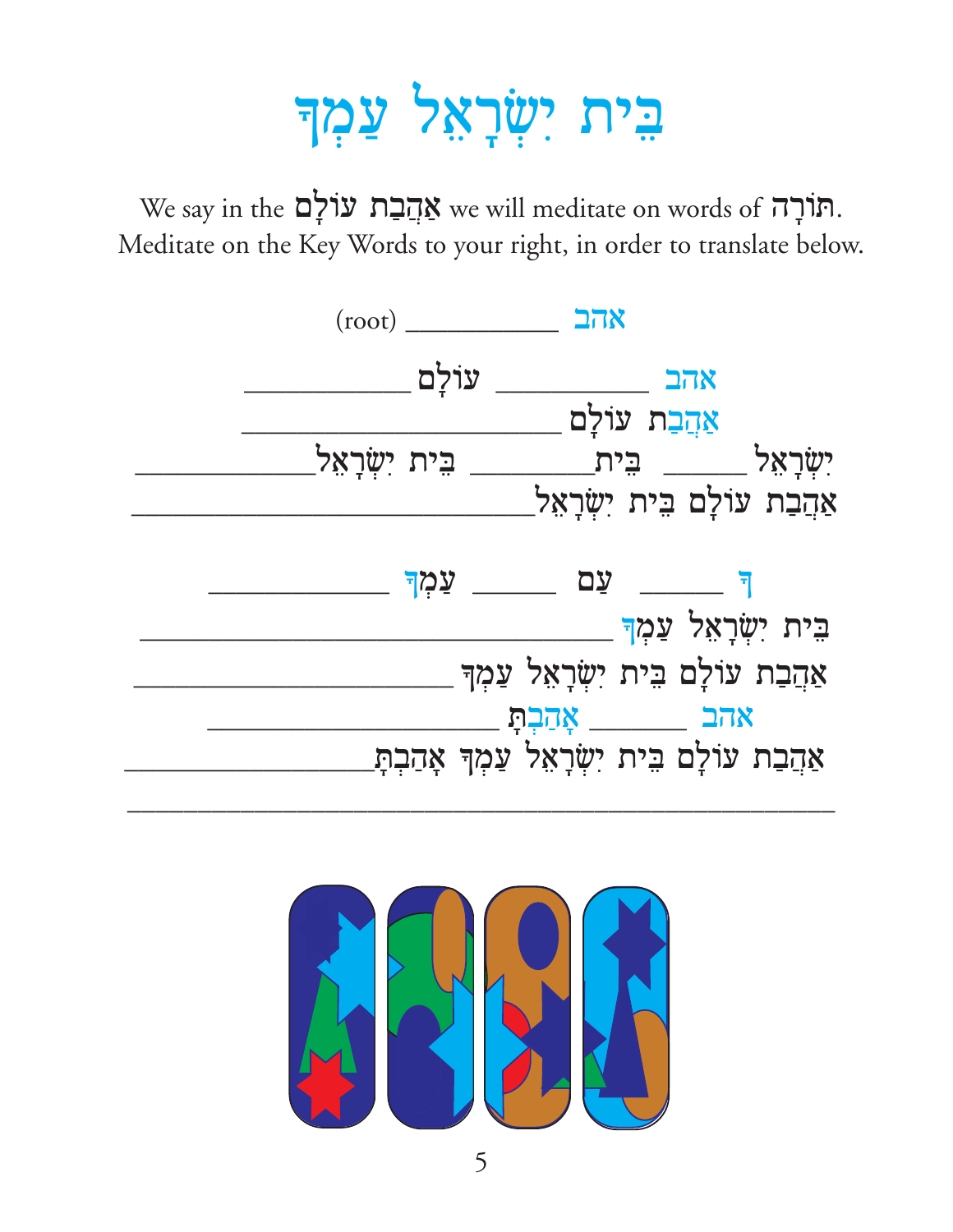# בֵּית יִשְׂרָאֵל עַמְּךָ

We say in the אַהֲבַת עוֹלָם we will meditate on words of תּוֹרָה.
Meditate on the Key Words to your right, in order to translate below.

אהב __________ (root)

אהב __________ עוֹלָם __________

אַהֲבַת עוֹלָם ____________________

יִשְׂרָאֵל ______ בֵּית ________ בֵּית יִשְׂרָאֵל ____________

אַהֲבַת עוֹלָם בֵּית יִשְׂרָאֵל __________________________

ךָ ______ עַם ______ עַמְּךָ ____________

בֵּית יִשְׂרָאֵל עַמְּךָ ______________________________

אַהֲבַת עוֹלָם בֵּית יִשְׂרָאֵל עַמְּךָ ____________________

אהב _______ אָהַבְתָּ __________________

אַהֲבַת עוֹלָם בֵּית יִשְׂרָאֵל עַמְּךָ אָהַבְתָּ________________

______________________________________________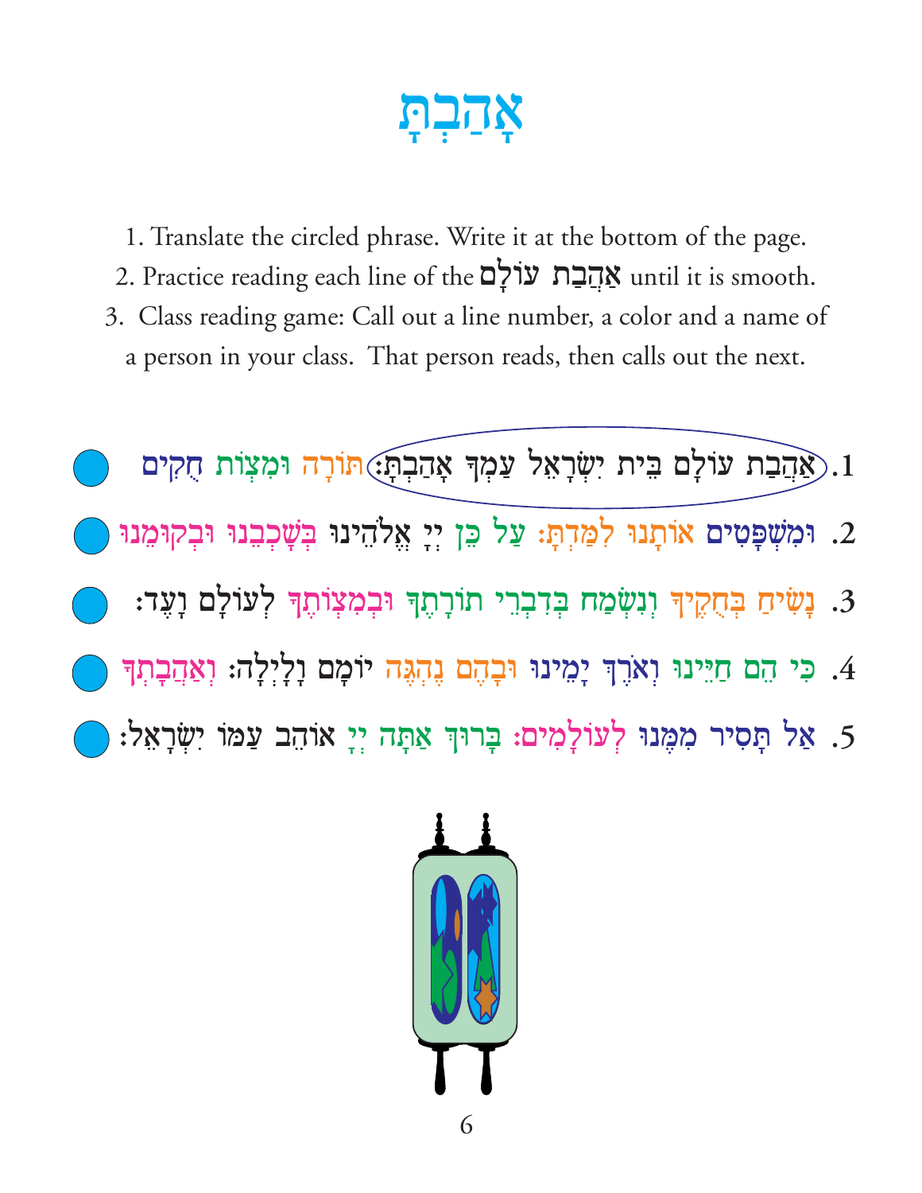# אָהַבְתָּ

1. Translate the circled phrase. Write it at the bottom of the page.
2. Practice reading each line of the אַהֲבַת עוֹלָם until it is smooth.
3. Class reading game: Call out a line number, a color and a name of a person in your class. That person reads, then calls out the next.

1. אַהֲבַת עוֹלָם בֵּית יִשְׂרָאֵל עַמְּךָ אָהַבְתָּ: תּוֹרָה וּמִצְוֹת חֻקִּים
2. וּמִשְׁפָּטִים אוֹתָנוּ לִמַּדְתָּ: עַל כֵּן יְיָ אֱלֹהֵינוּ בְּשָׁכְבֵנוּ וּבְקוּמֵנוּ
3. נָשִׂיחַ בְּחֻקֶּיךָ וְנִשְׂמַח בְּדִבְרֵי תוֹרָתֶךָ וּבְמִצְוֹתֶיךָ לְעוֹלָם וָעֶד:
4. כִּי הֵם חַיֵּינוּ וְאֹרֶךְ יָמֵינוּ וּבָהֶם נֶהְגֶּה יוֹמָם וָלָיְלָה: וְאַהֲבָתְךָ
5. אַל תָּסִיר מִמֶּנּוּ לְעוֹלָמִים: בָּרוּךְ אַתָּה יְיָ אוֹהֵב עַמּוֹ יִשְׂרָאֵל: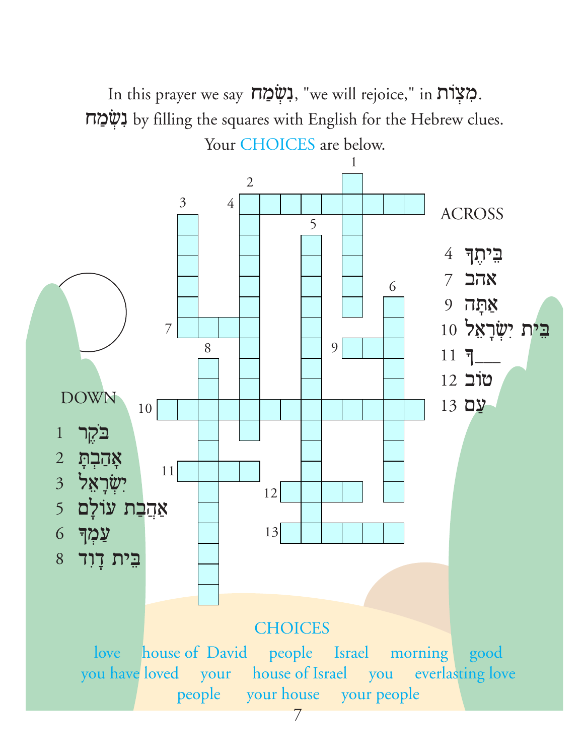In this prayer we say נִשְׂמַח, "we will rejoice," in מִצְוֹת.

נִשְׂמַח by filling the squares with English for the Hebrew clues.

Your CHOICES are below.

## ACROSS

4 בֵּיתֶךָ

7 אהב

9 אַתָּה

10 בֵּית יִשְׂרָאֵל

11 ___ךָ

12 טוֹב

13 עַם

## DOWN

1 בֹּקֶר

2 אָהַבְתָּ

3 יִשְׂרָאֵל

5 אַהֲבַת עוֹלָם

6 עַמְּךָ

8 בֵּית דָוִד

## CHOICES

love — house of David — people — Israel — morning — good

you have loved — your — house of Israel — you — everlasting love

people — your house — your people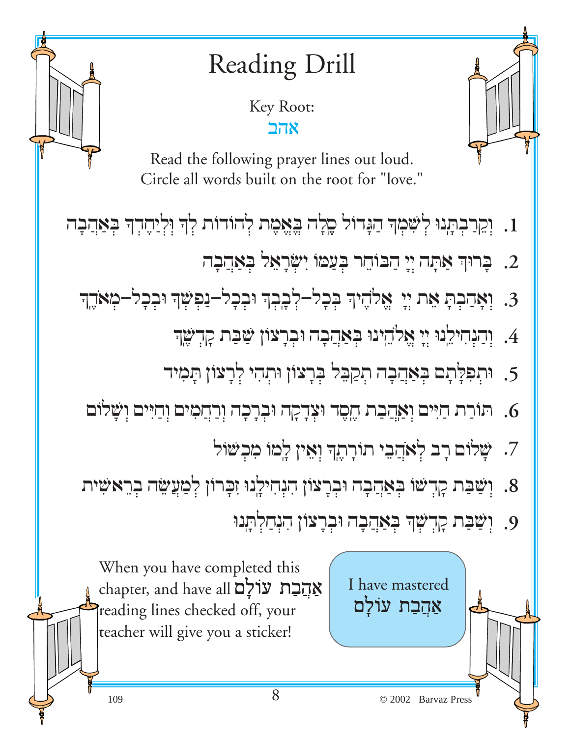# Reading Drill

Key Root:
אהב

Read the following prayer lines out loud.
Circle all words built on the root for "love."

1. וְקֵרַבְתָּנוּ לְשִׁמְךָ הַגָּדוֹל סֶלָה בֶּאֱמֶת לְהוֹדוֹת לְךָ וּלְיַחֶדְךָ בְּאַהֲבָה
2. בָּרוּךְ אַתָּה יְיָ הַבּוֹחֵר בְּעַמּוֹ יִשְׂרָאֵל בְּאַהֲבָה
3. וְאָהַבְתָּ אֵת יְיָ אֱלֹהֶיךָ בְּכָל–לְבָבְךָ וּבְכָל–נַפְשְׁךָ וּבְכָל–מְאֹדֶךָ
4. וְהַנְחִילֵנוּ יְיָ אֱלֹהֵינוּ בְּאַהֲבָה וּבְרָצוֹן שַׁבַּת קָדְשֶׁךָ
5. וּתְפִלָּתָם בְּאַהֲבָה תְקַבֵּל בְּרָצוֹן וּתְהִי לְרָצוֹן תָּמִיד
6. תּוֹרַת חַיִּים וְאַהֲבַת חֶסֶד וּצְדָקָה וּבְרָכָה וְרַחֲמִים וְחַיִּים וְשָׁלוֹם
7. שָׁלוֹם רָב לְאֹהֲבֵי תוֹרָתֶךָ וְאֵין לָמוֹ מִכְשׁוֹל
8. וְשַׁבַּת קָדְשׁוֹ בְּאַהֲבָה וּבְרָצוֹן הִנְחִילָנוּ זִכָּרוֹן לְמַעֲשֵׂה בְרֵאשִׁית
9. וְשַׁבַּת קָדְשְׁךָ בְּאַהֲבָה וּבְרָצוֹן הִנְחַלְתָּנוּ

When you have completed this chapter, and have all אַהֲבַת עוֹלָם reading lines checked off, your teacher will give you a sticker!

I have mastered
אַהֲבַת עוֹלָם

109

© 2002 Barvaz Press